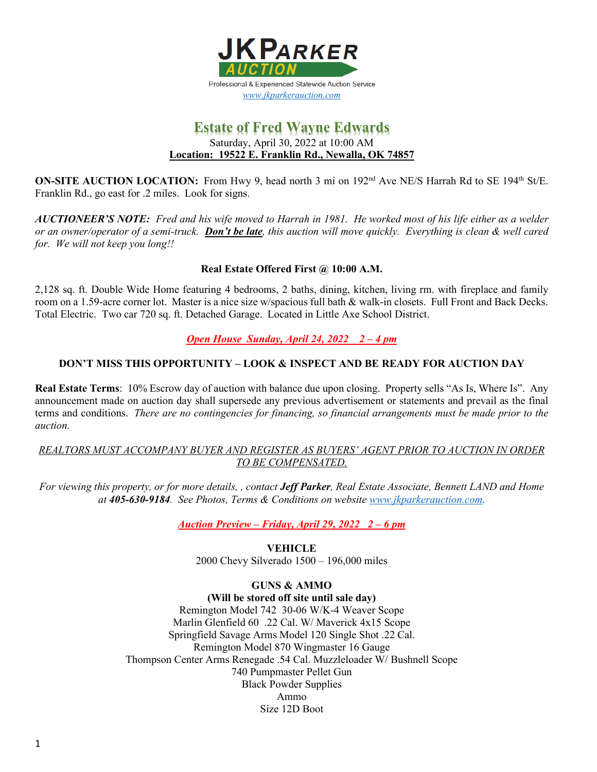**JKPARKER AUCTION**

Professional & Experienced Statewide Auction Service

www.jkparkerauction.com

# Estate of Fred Wayne Edwards

Saturday, April 30, 2022 at 10:00 AM

**Location: 19522 E. Franklin Rd., Newalla, OK 74857**

**ON-SITE AUCTION LOCATION:** From Hwy 9, head north 3 mi on 192nd Ave NE/S Harrah Rd to SE 194th St/E. Franklin Rd., go east for .2 miles. Look for signs.

***AUCTIONEER'S NOTE:*** *Fred and his wife moved to Harrah in 1981. He worked most of his life either as a welder or an owner/operator of a semi-truck.* ***Don't be late****, this auction will move quickly. Everything is clean & well cared for. We will not keep you long!!*

**Real Estate Offered First @ 10:00 A.M.**

2,128 sq. ft. Double Wide Home featuring 4 bedrooms, 2 baths, dining, kitchen, living rm. with fireplace and family room on a 1.59-acre corner lot. Master is a nice size w/spacious full bath & walk-in closets. Full Front and Back Decks. Total Electric. Two car 720 sq. ft. Detached Garage. Located in Little Axe School District.

*Open House Sunday, April 24, 2022 2 – 4 pm*

**DON'T MISS THIS OPPORTUNITY – LOOK & INSPECT AND BE READY FOR AUCTION DAY**

**Real Estate Terms**: 10% Escrow day of auction with balance due upon closing. Property sells "As Is, Where Is". Any announcement made on auction day shall supersede any previous advertisement or statements and prevail as the final terms and conditions. *There are no contingencies for financing, so financial arrangements must be made prior to the auction.*

*REALTORS MUST ACCOMPANY BUYER AND REGISTER AS BUYERS' AGENT PRIOR TO AUCTION IN ORDER TO BE COMPENSATED.*

*For viewing this property, or for more details, , contact* ***Jeff Parker****, Real Estate Associate, Bennett LAND and Home at* ***405-630-9184****. See Photos, Terms & Conditions on website www.jkparkerauction.com.*

*Auction Preview – Friday, April 29, 2022 2 – 6 pm*

**VEHICLE**

2000 Chevy Silverado 1500 – 196,000 miles

**GUNS & AMMO**

**(Will be stored off site until sale day)**

Remington Model 742 30-06 W/K-4 Weaver Scope

Marlin Glenfield 60 .22 Cal. W/ Maverick 4x15 Scope

Springfield Savage Arms Model 120 Single Shot .22 Cal.

Remington Model 870 Wingmaster 16 Gauge

Thompson Center Arms Renegade .54 Cal. Muzzleloader W/ Bushnell Scope

740 Pumpmaster Pellet Gun

Black Powder Supplies

Ammo

Size 12D Boot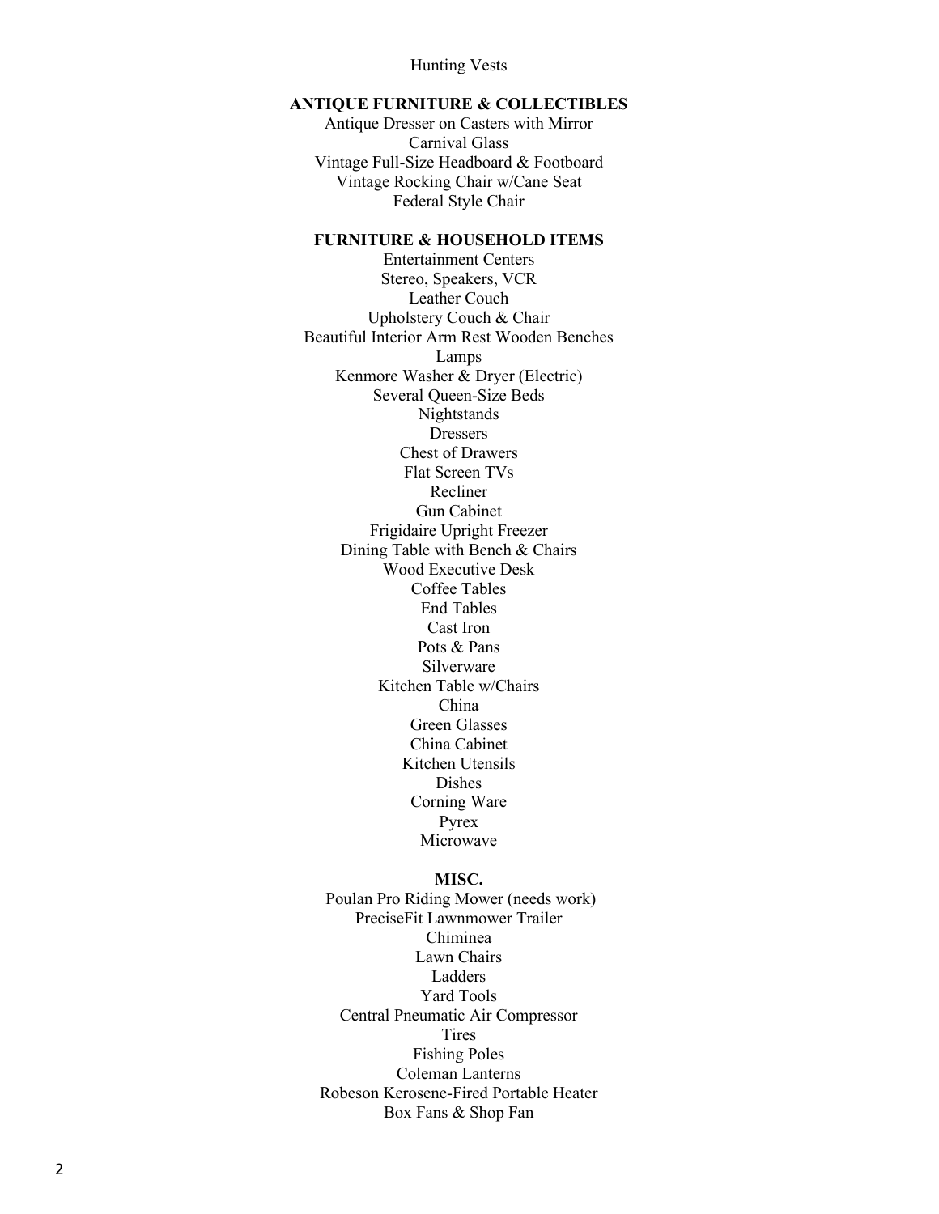Hunting Vests

**ANTIQUE FURNITURE & COLLECTIBLES**

Antique Dresser on Casters with Mirror
Carnival Glass
Vintage Full-Size Headboard & Footboard
Vintage Rocking Chair w/Cane Seat
Federal Style Chair

**FURNITURE & HOUSEHOLD ITEMS**

Entertainment Centers
Stereo, Speakers, VCR
Leather Couch
Upholstery Couch & Chair
Beautiful Interior Arm Rest Wooden Benches
Lamps
Kenmore Washer & Dryer (Electric)
Several Queen-Size Beds
Nightstands
Dressers
Chest of Drawers
Flat Screen TVs
Recliner
Gun Cabinet
Frigidaire Upright Freezer
Dining Table with Bench & Chairs
Wood Executive Desk
Coffee Tables
End Tables
Cast Iron
Pots & Pans
Silverware
Kitchen Table w/Chairs
China
Green Glasses
China Cabinet
Kitchen Utensils
Dishes
Corning Ware
Pyrex
Microwave

**MISC.**

Poulan Pro Riding Mower (needs work)
PreciseFit Lawnmower Trailer
Chiminea
Lawn Chairs
Ladders
Yard Tools
Central Pneumatic Air Compressor
Tires
Fishing Poles
Coleman Lanterns
Robeson Kerosene-Fired Portable Heater
Box Fans & Shop Fan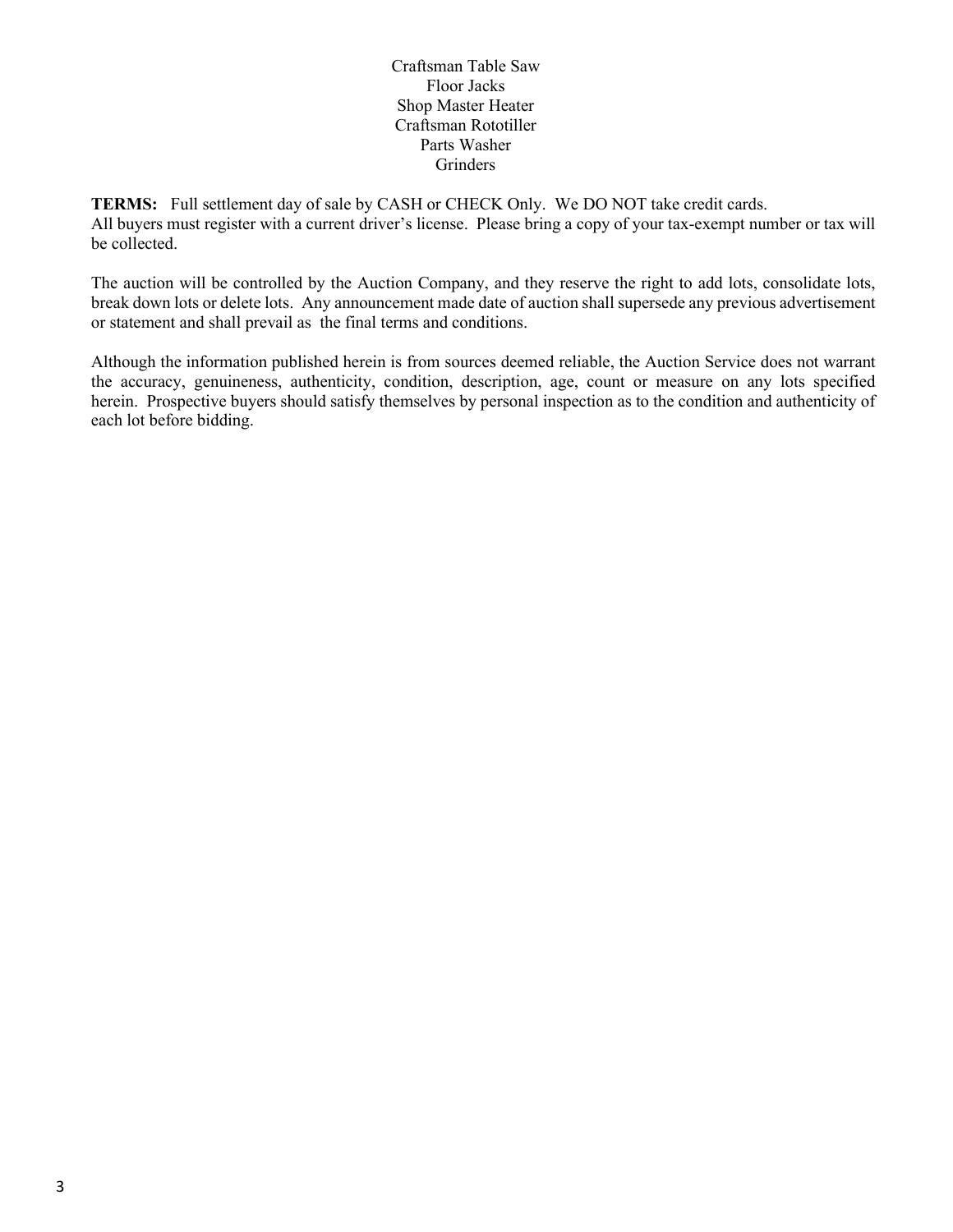Craftsman Table Saw
Floor Jacks
Shop Master Heater
Craftsman Rototiller
Parts Washer
Grinders

**TERMS:** Full settlement day of sale by CASH or CHECK Only. We DO NOT take credit cards.
All buyers must register with a current driver's license. Please bring a copy of your tax-exempt number or tax will be collected.

The auction will be controlled by the Auction Company, and they reserve the right to add lots, consolidate lots, break down lots or delete lots. Any announcement made date of auction shall supersede any previous advertisement or statement and shall prevail as the final terms and conditions.

Although the information published herein is from sources deemed reliable, the Auction Service does not warrant the accuracy, genuineness, authenticity, condition, description, age, count or measure on any lots specified herein. Prospective buyers should satisfy themselves by personal inspection as to the condition and authenticity of each lot before bidding.